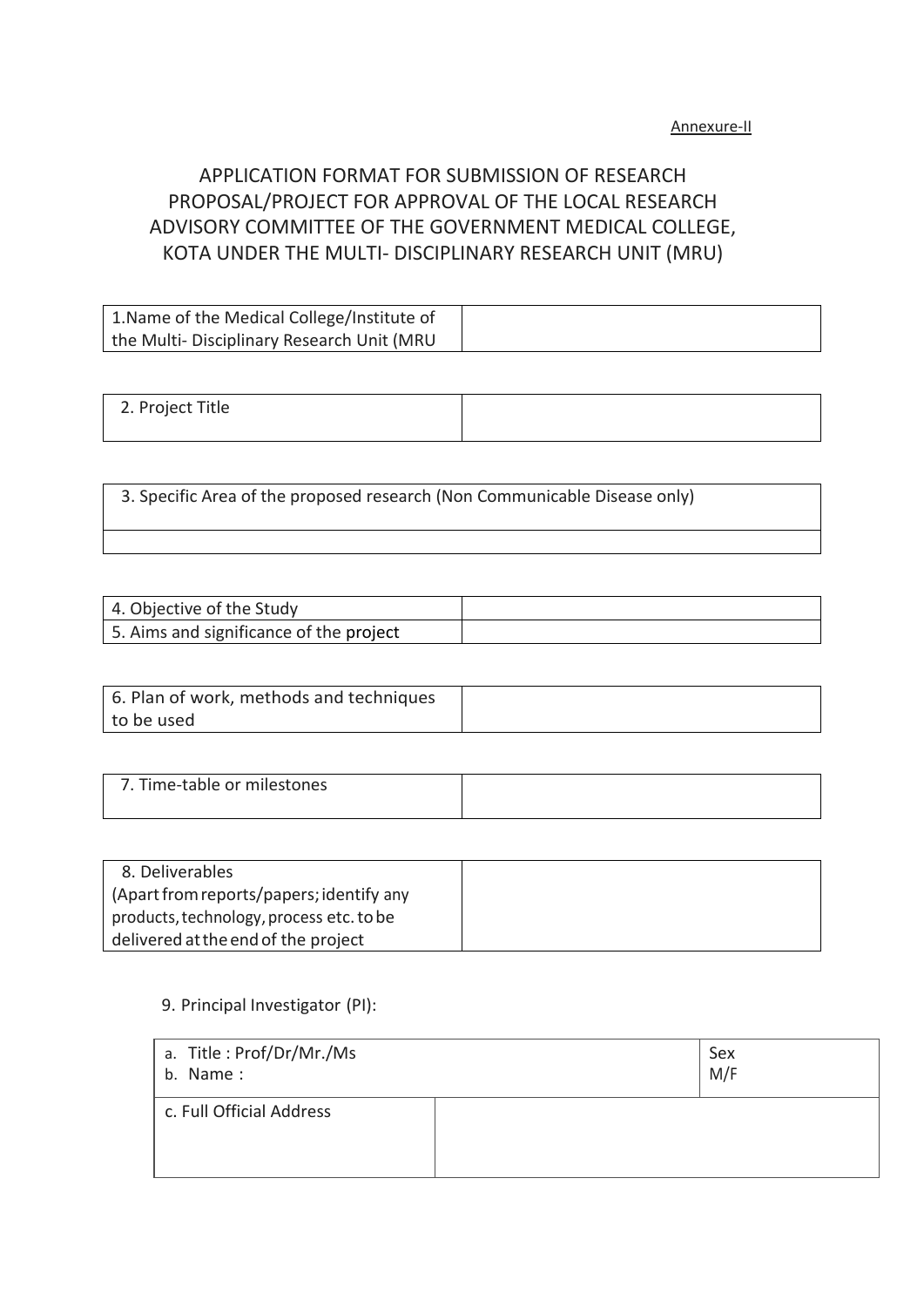Annexure-II

# APPLICATION FORMAT FOR SUBMISSION OF RESEARCH PROPOSAL/PROJECT FOR APPROVAL OF THE LOCAL RESEARCH ADVISORY COMMITTEE OF THE GOVERNMENT MEDICAL COLLEGE, KOTA UNDER THE MULTI- DISCIPLINARY RESEARCH UNIT (MRU)

| 1.Name of the Medical College/Institute of the Multi- Disciplinary Research Unit (MRU | |
|---|---|

| 2. Project Title | |
|---|---|

| 3. Specific Area of the proposed research (Non Communicable Disease only) |
|---|
| |

| 4. Objective of the Study | |
|---|---|
| 5. Aims and significance of the project | |

| 6. Plan of work, methods and techniques to be used | |
|---|---|

| 7. Time-table or milestones | |
|---|---|

| 8. Deliverables (Apart from reports/papers; identify any products, technology, process etc. to be delivered at the end of the project | |
|---|---|

9. Principal Investigator (PI):

| a. Title : Prof/Dr/Mr./Ms<br>b. Name : | | Sex<br>M/F |
|---|---|---|
| c. Full Official Address | | |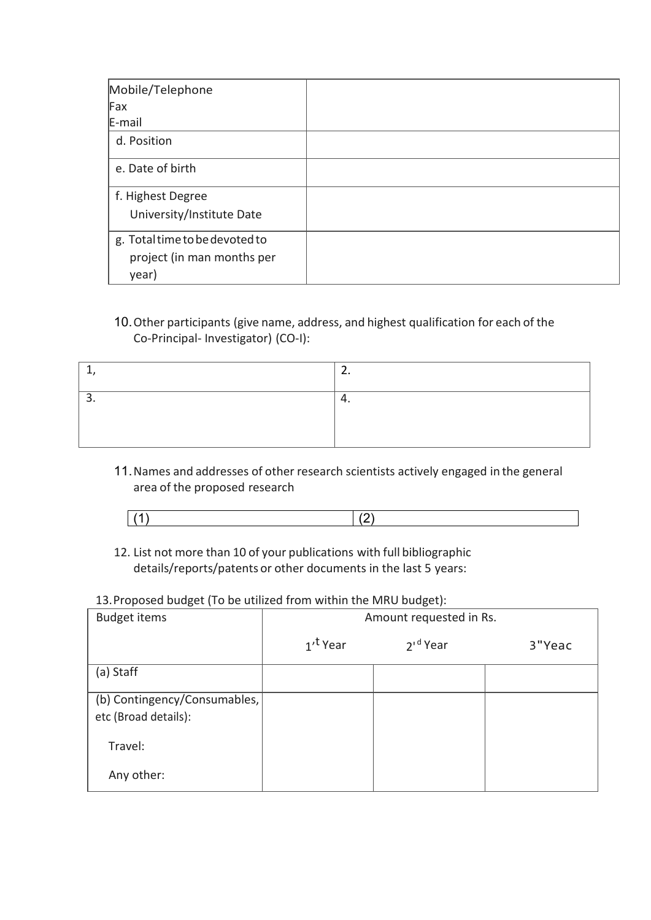| Mobile/Telephone<br>Fax<br>E-mail | |
|---|---|
| d. Position | |
| e. Date of birth | |
| f. Highest Degree<br>University/Institute Date | |
| g. Total time to be devoted to project (in man months per year) | |

10. Other participants (give name, address, and highest qualification for each of the Co-Principal- Investigator) (CO-I):

| 1, | 2. |
|---|---|
| 3. | 4. |

11. Names and addresses of other research scientists actively engaged in the general area of the proposed research

| (1) | (2) |
|---|---|

12. List not more than 10 of your publications with full bibliographic details/reports/patents or other documents in the last 5 years:

13. Proposed budget (To be utilized from within the MRU budget):

| Budget items | Amount requested in Rs. | | |
|---|---|---|---|
| | 1'$^{t}$ Year | 2'$^{d}$ Year | 3"Yeac |
| (a) Staff | | | |
| (b) Contingency/Consumables, etc (Broad details):<br><br>Travel:<br><br>Any other: | | | |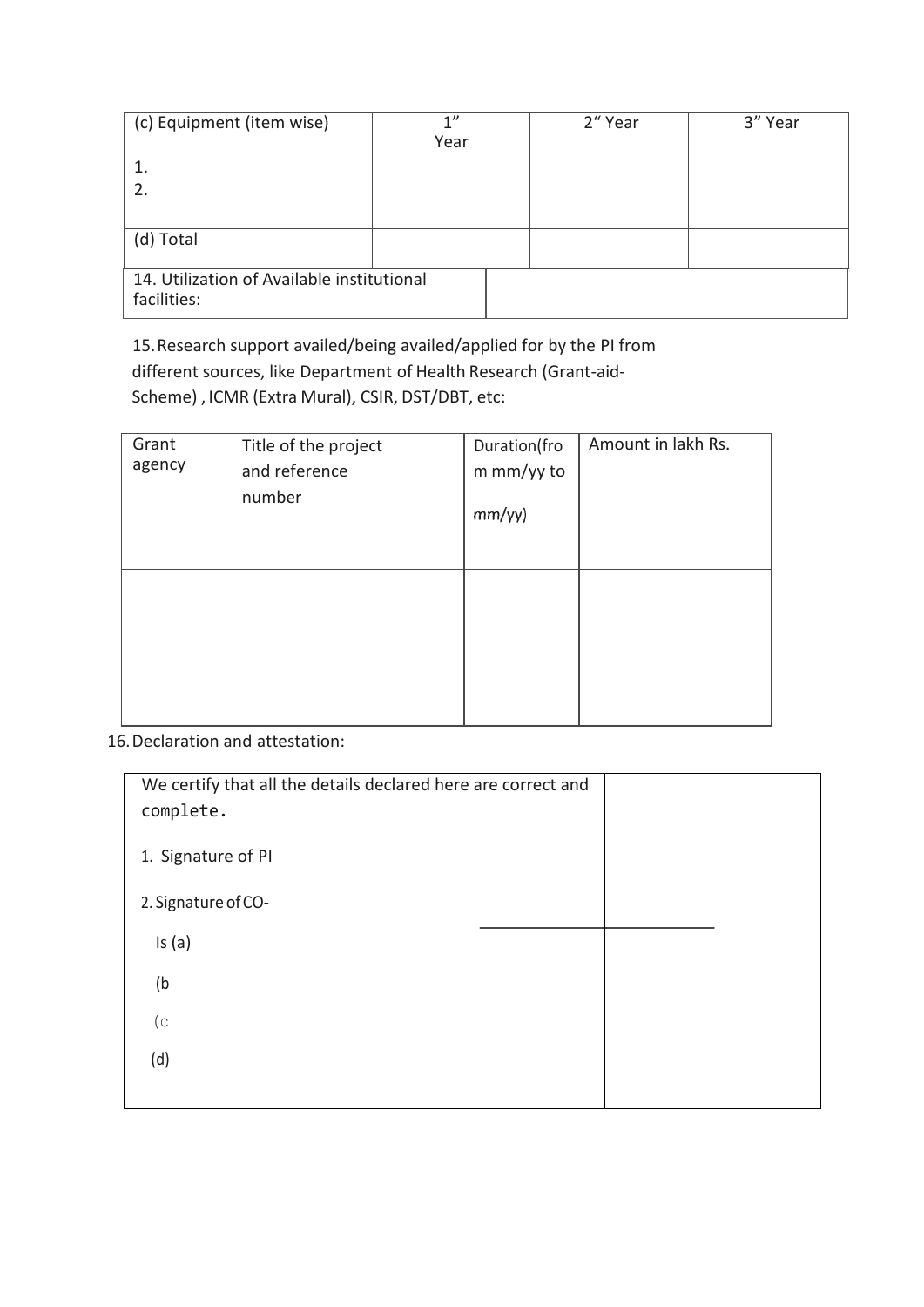| (c) Equipment (item wise)<br><br>1.<br>2. | 1" Year | 2" Year | 3" Year |
|---|---|---|---|
| (d) Total | | | |

| 14. Utilization of Available institutional facilities: | |
|---|---|

15. Research support availed/being availed/applied for by the PI from different sources, like Department of Health Research (Grant-aid-Scheme) , ICMR (Extra Mural), CSIR, DST/DBT, etc:

| Grant agency | Title of the project and reference number | Duration(from mm/yy to mm/yy) | Amount in lakh Rs. |
|---|---|---|---|
| | | | |

16. Declaration and attestation:

| We certify that all the details declared here are correct and complete.<br><br>1. Signature of PI<br><br>2. Signature of CO-Is (a)<br><br>(b<br><br>(c<br><br>(d) | |
|---|---|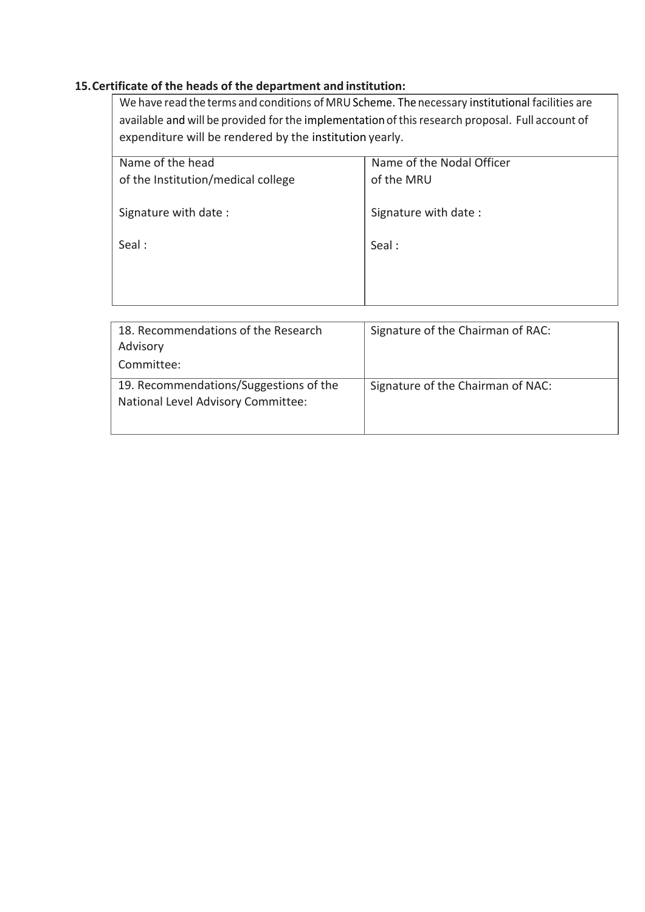**15. Certificate of the heads of the department and institution:**

We have read the terms and conditions of MRU Scheme. The necessary institutional facilities are available and will be provided for the implementation of this research proposal. Full account of expenditure will be rendered by the institution yearly.

| Name of the head of the Institution/medical college | Name of the Nodal Officer of the MRU |
|---|---|
| Signature with date : | Signature with date : |
| Seal : | Seal : |

| 18. Recommendations of the Research Advisory Committee: | Signature of the Chairman of RAC: |
|---|---|
| 19. Recommendations/Suggestions of the National Level Advisory Committee: | Signature of the Chairman of NAC: |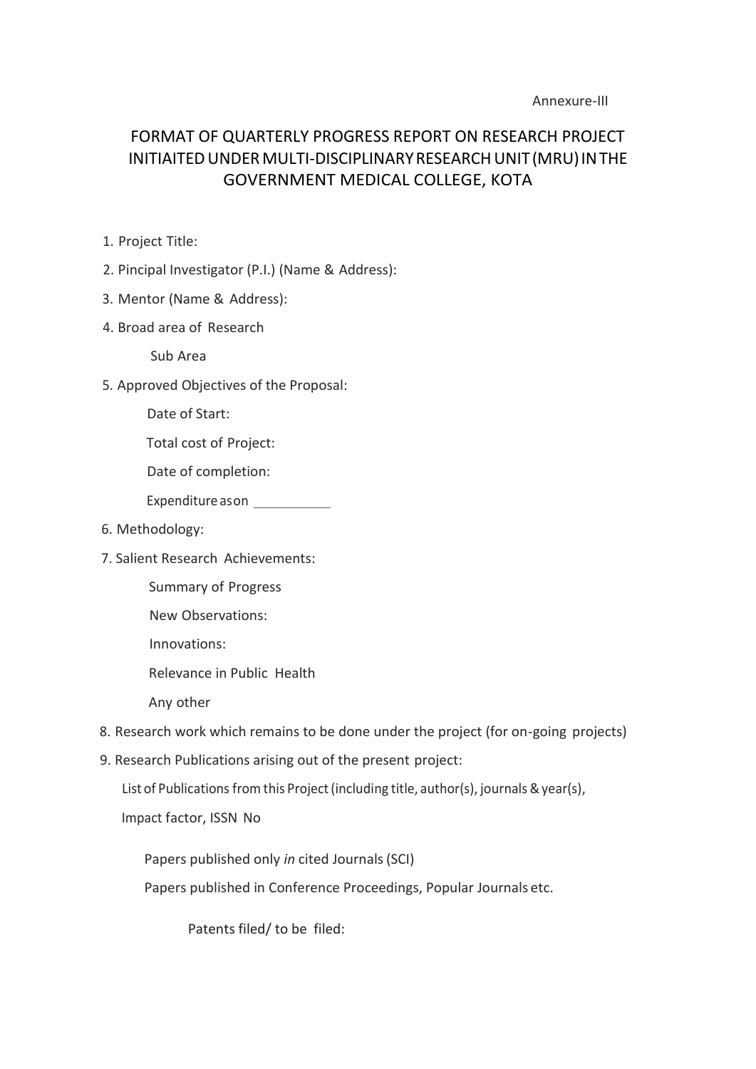Annexure-III

# FORMAT OF QUARTERLY PROGRESS REPORT ON RESEARCH PROJECT INITIAITED UNDER MULTI-DISCIPLINARY RESEARCH UNIT (MRU) IN THE GOVERNMENT MEDICAL COLLEGE, KOTA

1. Project Title:
2. Pincipal Investigator (P.I.) (Name & Address):
3. Mentor (Name & Address):
4. Broad area of Research

   Sub Area

5. Approved Objectives of the Proposal:

   Date of Start:

   Total cost of Project:

   Date of completion:

   Expenditure ason ___________

6. Methodology:
7. Salient Research Achievements:

   Summary of Progress

   New Observations:

   Innovations:

   Relevance in Public Health

   Any other

8. Research work which remains to be done under the project (for on-going projects)
9. Research Publications arising out of the present project:

   List of Publications from this Project (including title, author(s), journals & year(s),

   Impact factor, ISSN No

   Papers published only *in* cited Journals (SCI)

   Papers published in Conference Proceedings, Popular Journals etc.

   Patents filed/ to be filed: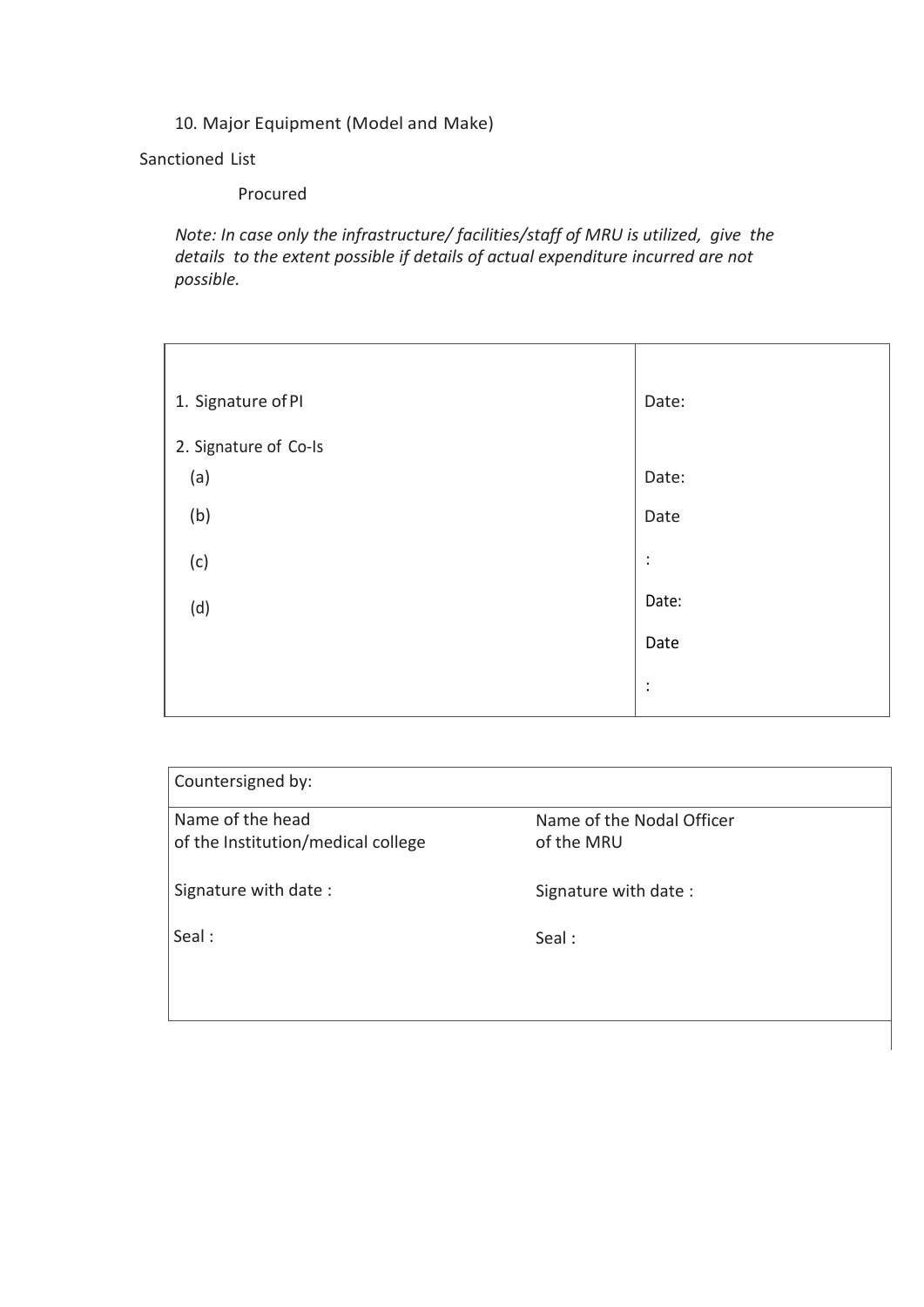10. Major Equipment (Model and Make)

Sanctioned List

Procured

*Note: In case only the infrastructure/ facilities/staff of MRU is utilized, give the details to the extent possible if details of actual expenditure incurred are not possible.*

| | |
|---|---|
| 1. Signature of PI | Date: |
| 2. Signature of Co-Is | |
| (a) | Date: |
| (b) | Date |
| (c) | : |
| (d) | Date: |
| | Date |
| | : |

| Countersigned by: | |
|---|---|
| Name of the head<br>of the Institution/medical college | Name of the Nodal Officer<br>of the MRU |
| Signature with date : | Signature with date : |
| Seal : | Seal : |